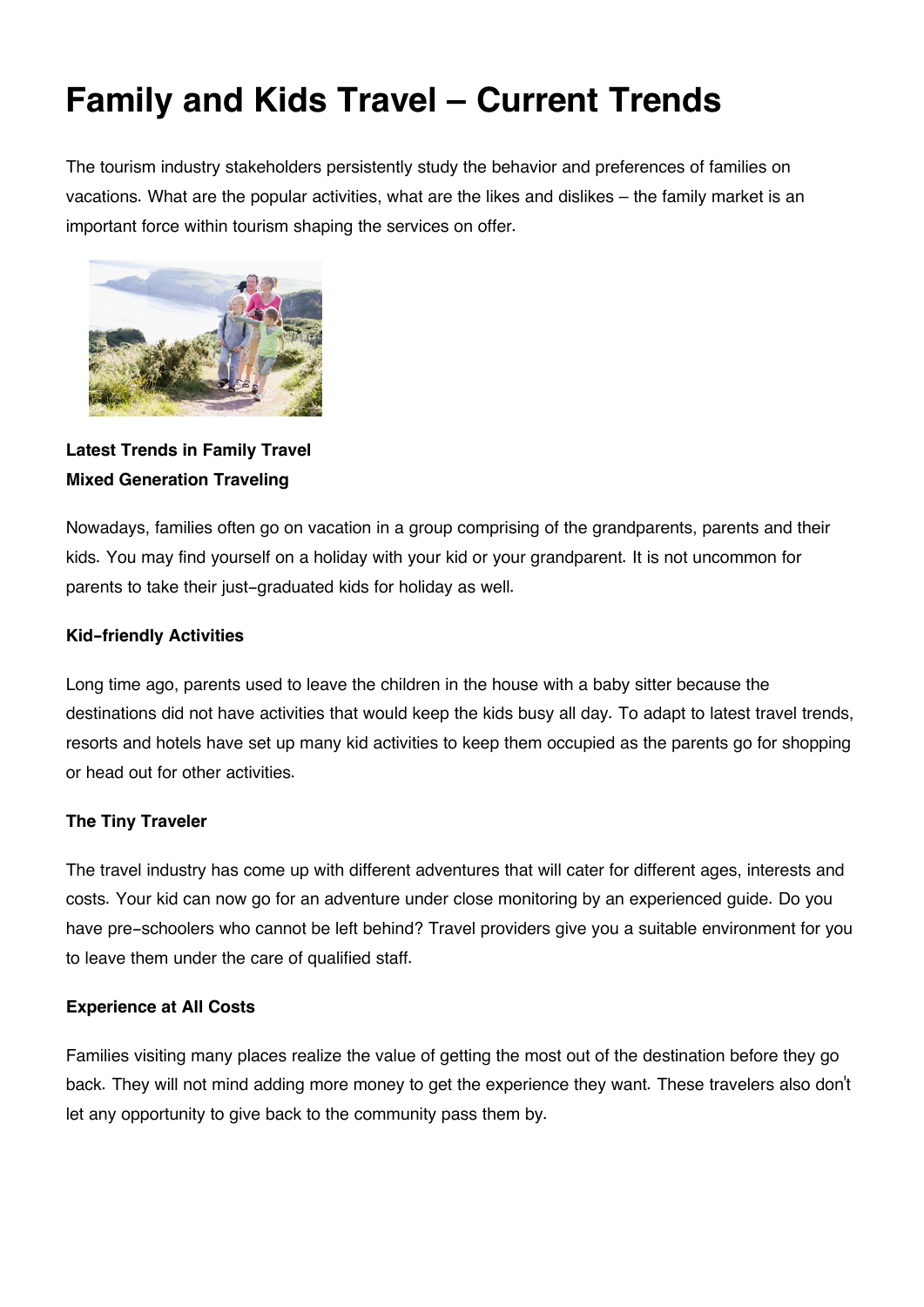# Family and Kids Travel – Current Trends

The tourism industry stakeholders persistently study the behavior and preferences of families on vacations. What are the popular activities, what are the likes and dislikes – the family market is an important force within tourism shaping the services on offer.

**Latest Trends in Family Travel**

**Mixed Generation Traveling**

Nowadays, families often go on vacation in a group comprising of the grandparents, parents and their kids. You may find yourself on a holiday with your kid or your grandparent. It is not uncommon for parents to take their just-graduated kids for holiday as well.

**Kid-friendly Activities**

Long time ago, parents used to leave the children in the house with a baby sitter because the destinations did not have activities that would keep the kids busy all day. To adapt to latest travel trends, resorts and hotels have set up many kid activities to keep them occupied as the parents go for shopping or head out for other activities.

**The Tiny Traveler**

The travel industry has come up with different adventures that will cater for different ages, interests and costs. Your kid can now go for an adventure under close monitoring by an experienced guide. Do you have pre-schoolers who cannot be left behind? Travel providers give you a suitable environment for you to leave them under the care of qualified staff.

**Experience at All Costs**

Families visiting many places realize the value of getting the most out of the destination before they go back. They will not mind adding more money to get the experience they want. These travelers also don't let any opportunity to give back to the community pass them by.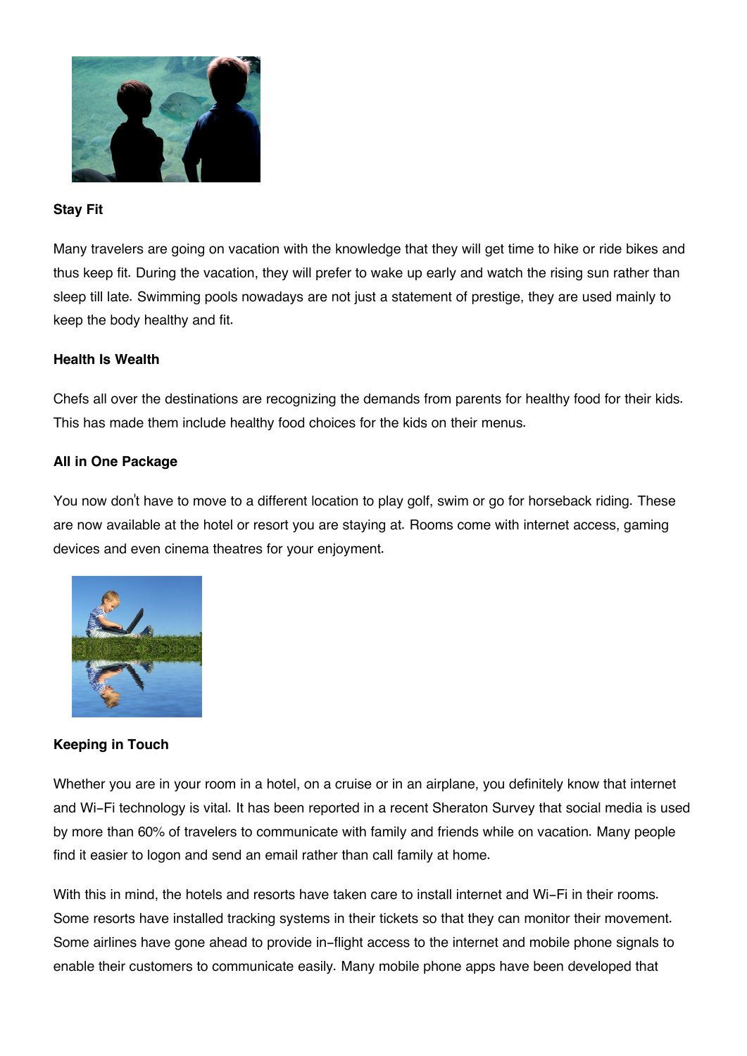**Stay Fit**

Many travelers are going on vacation with the knowledge that they will get time to hike or ride bikes and thus keep fit. During the vacation, they will prefer to wake up early and watch the rising sun rather than sleep till late. Swimming pools nowadays are not just a statement of prestige, they are used mainly to keep the body healthy and fit.

**Health Is Wealth**

Chefs all over the destinations are recognizing the demands from parents for healthy food for their kids. This has made them include healthy food choices for the kids on their menus.

**All in One Package**

You now don't have to move to a different location to play golf, swim or go for horseback riding. These are now available at the hotel or resort you are staying at. Rooms come with internet access, gaming devices and even cinema theatres for your enjoyment.

**Keeping in Touch**

Whether you are in your room in a hotel, on a cruise or in an airplane, you definitely know that internet and Wi-Fi technology is vital. It has been reported in a recent Sheraton Survey that social media is used by more than 60% of travelers to communicate with family and friends while on vacation. Many people find it easier to logon and send an email rather than call family at home.

With this in mind, the hotels and resorts have taken care to install internet and Wi-Fi in their rooms. Some resorts have installed tracking systems in their tickets so that they can monitor their movement. Some airlines have gone ahead to provide in-flight access to the internet and mobile phone signals to enable their customers to communicate easily. Many mobile phone apps have been developed that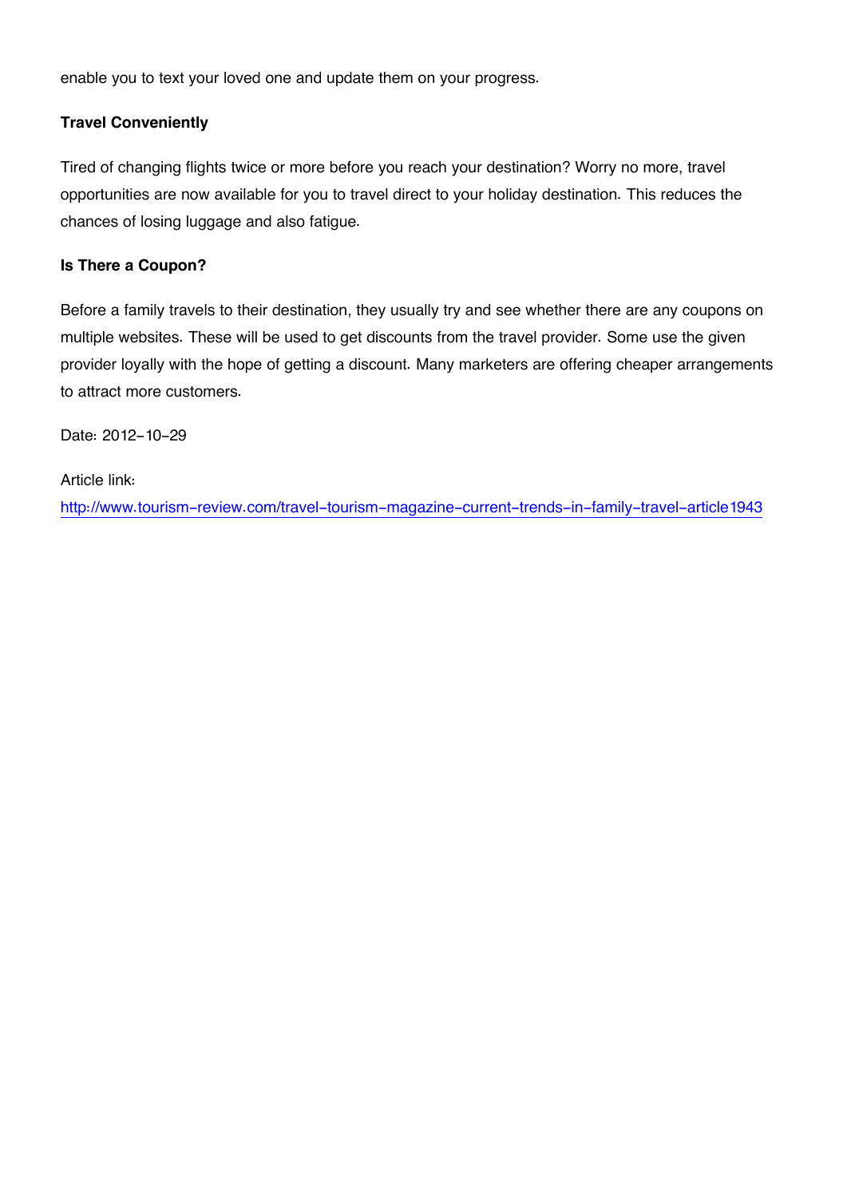enable you to text your loved one and update them on your progress.

**Travel Conveniently**

Tired of changing flights twice or more before you reach your destination? Worry no more, travel opportunities are now available for you to travel direct to your holiday destination. This reduces the chances of losing luggage and also fatigue.

**Is There a Coupon?**

Before a family travels to their destination, they usually try and see whether there are any coupons on multiple websites. These will be used to get discounts from the travel provider. Some use the given provider loyally with the hope of getting a discount. Many marketers are offering cheaper arrangements to attract more customers.

Date: 2012-10-29

Article link:
http://www.tourism-review.com/travel-tourism-magazine-current-trends-in-family-travel-article1943